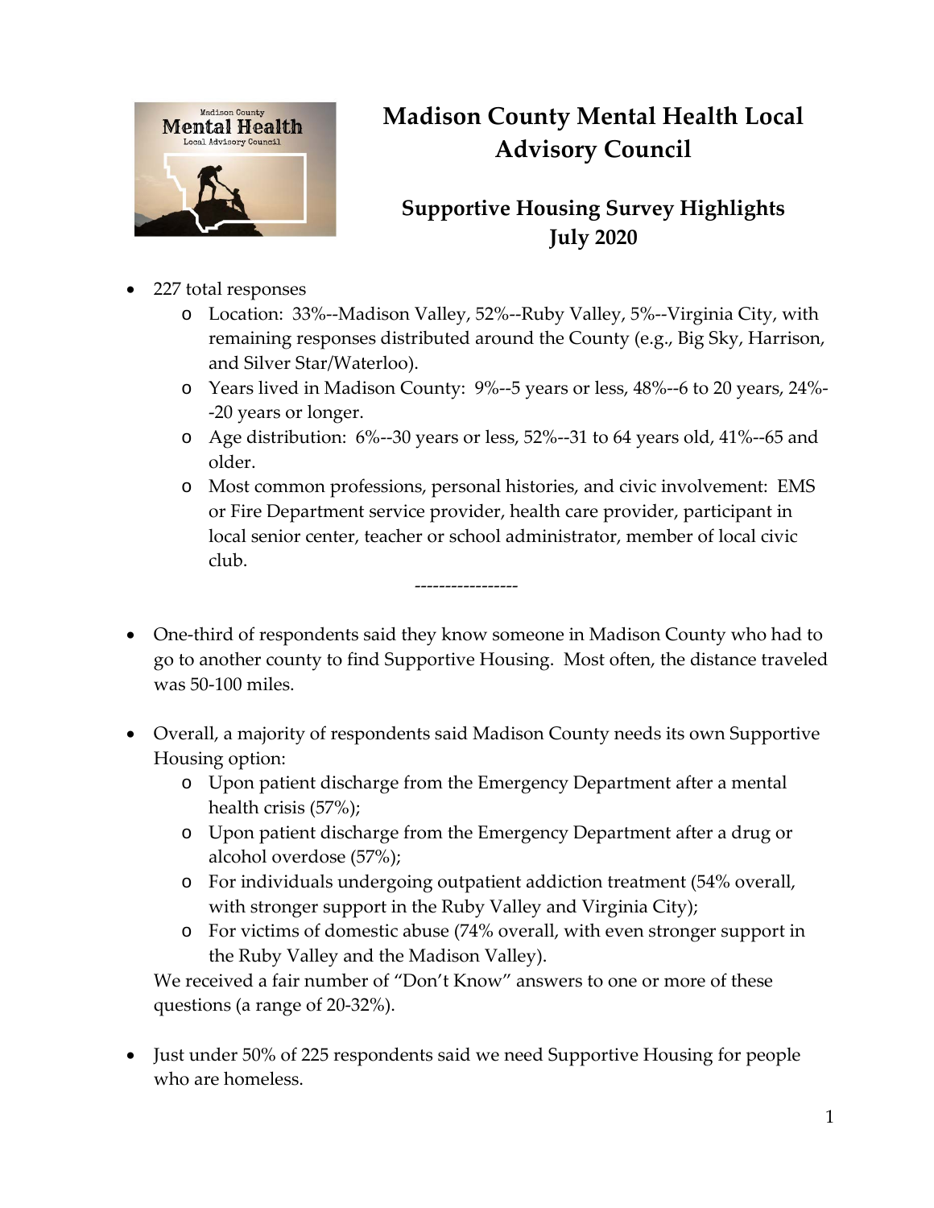# Madison County Mental Health Local Advisory Council

## Supportive Housing Survey Highlights
## July 2020

- 227 total responses
  - Location: 33%--Madison Valley, 52%--Ruby Valley, 5%--Virginia City, with remaining responses distributed around the County (e.g., Big Sky, Harrison, and Silver Star/Waterloo).
  - Years lived in Madison County: 9%--5 years or less, 48%--6 to 20 years, 24%--20 years or longer.
  - Age distribution: 6%--30 years or less, 52%--31 to 64 years old, 41%--65 and older.
  - Most common professions, personal histories, and civic involvement: EMS or Fire Department service provider, health care provider, participant in local senior center, teacher or school administrator, member of local civic club.

-----------------

- One-third of respondents said they know someone in Madison County who had to go to another county to find Supportive Housing. Most often, the distance traveled was 50-100 miles.

- Overall, a majority of respondents said Madison County needs its own Supportive Housing option:
  - Upon patient discharge from the Emergency Department after a mental health crisis (57%);
  - Upon patient discharge from the Emergency Department after a drug or alcohol overdose (57%);
  - For individuals undergoing outpatient addiction treatment (54% overall, with stronger support in the Ruby Valley and Virginia City);
  - For victims of domestic abuse (74% overall, with even stronger support in the Ruby Valley and the Madison Valley).

  We received a fair number of "Don't Know" answers to one or more of these questions (a range of 20-32%).

- Just under 50% of 225 respondents said we need Supportive Housing for people who are homeless.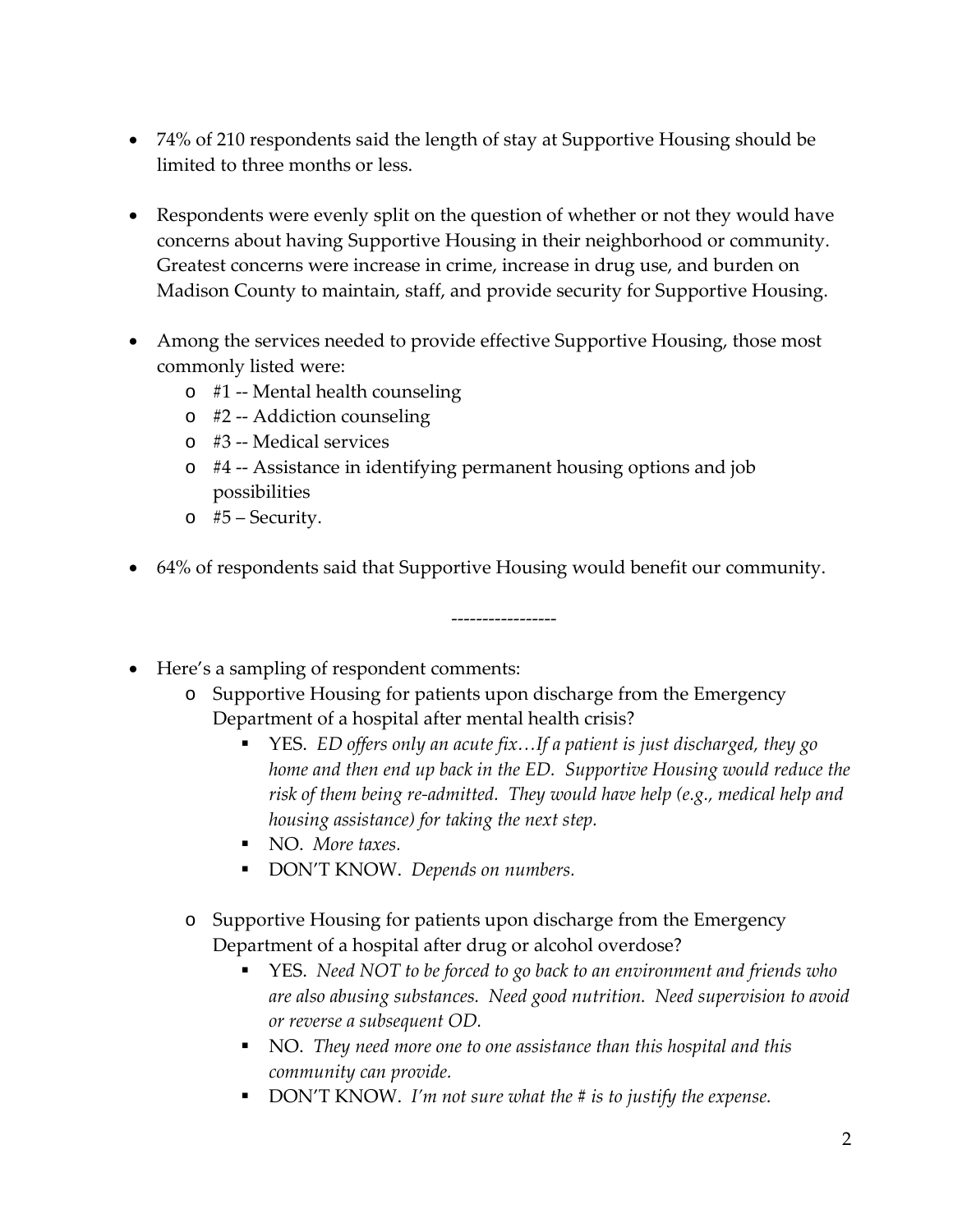- 74% of 210 respondents said the length of stay at Supportive Housing should be limited to three months or less.

- Respondents were evenly split on the question of whether or not they would have concerns about having Supportive Housing in their neighborhood or community. Greatest concerns were increase in crime, increase in drug use, and burden on Madison County to maintain, staff, and provide security for Supportive Housing.

- Among the services needed to provide effective Supportive Housing, those most commonly listed were:
  - #1 -- Mental health counseling
  - #2 -- Addiction counseling
  - #3 -- Medical services
  - #4 -- Assistance in identifying permanent housing options and job possibilities
  - #5 – Security.

- 64% of respondents said that Supportive Housing would benefit our community.

-----------------

- Here's a sampling of respondent comments:
  - Supportive Housing for patients upon discharge from the Emergency Department of a hospital after mental health crisis?
    - YES. *ED offers only an acute fix…If a patient is just discharged, they go home and then end up back in the ED. Supportive Housing would reduce the risk of them being re-admitted. They would have help (e.g., medical help and housing assistance) for taking the next step.*
    - NO. *More taxes.*
    - DON'T KNOW. *Depends on numbers.*
  - Supportive Housing for patients upon discharge from the Emergency Department of a hospital after drug or alcohol overdose?
    - YES. *Need NOT to be forced to go back to an environment and friends who are also abusing substances. Need good nutrition. Need supervision to avoid or reverse a subsequent OD.*
    - NO. *They need more one to one assistance than this hospital and this community can provide.*
    - DON'T KNOW. *I'm not sure what the # is to justify the expense.*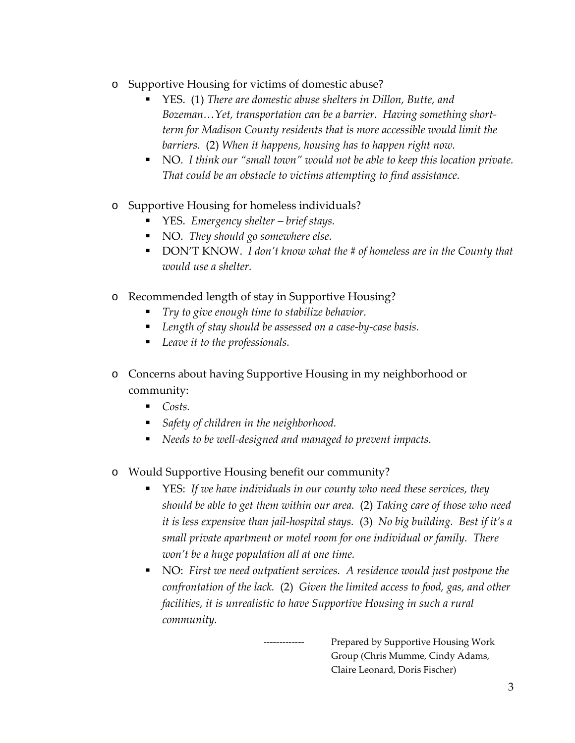- Supportive Housing for victims of domestic abuse?
  - YES. (1) *There are domestic abuse shelters in Dillon, Butte, and Bozeman…Yet, transportation can be a barrier. Having something short-term for Madison County residents that is more accessible would limit the barriers.* (2) *When it happens, housing has to happen right now.*
  - NO. *I think our "small town" would not be able to keep this location private. That could be an obstacle to victims attempting to find assistance.*

- Supportive Housing for homeless individuals?
  - YES. *Emergency shelter – brief stays.*
  - NO. *They should go somewhere else.*
  - DON'T KNOW. *I don't know what the # of homeless are in the County that would use a shelter.*

- Recommended length of stay in Supportive Housing?
  - *Try to give enough time to stabilize behavior.*
  - *Length of stay should be assessed on a case-by-case basis.*
  - *Leave it to the professionals.*

- Concerns about having Supportive Housing in my neighborhood or community:
  - *Costs.*
  - *Safety of children in the neighborhood.*
  - *Needs to be well-designed and managed to prevent impacts.*

- Would Supportive Housing benefit our community?
  - YES: *If we have individuals in our county who need these services, they should be able to get them within our area.* (2) *Taking care of those who need it is less expensive than jail-hospital stays.* (3) *No big building. Best if it's a small private apartment or motel room for one individual or family. There won't be a huge population all at one time.*
  - NO: *First we need outpatient services. A residence would just postpone the confrontation of the lack.* (2) *Given the limited access to food, gas, and other facilities, it is unrealistic to have Supportive Housing in such a rural community.*

------------- Prepared by Supportive Housing Work Group (Chris Mumme, Cindy Adams, Claire Leonard, Doris Fischer)